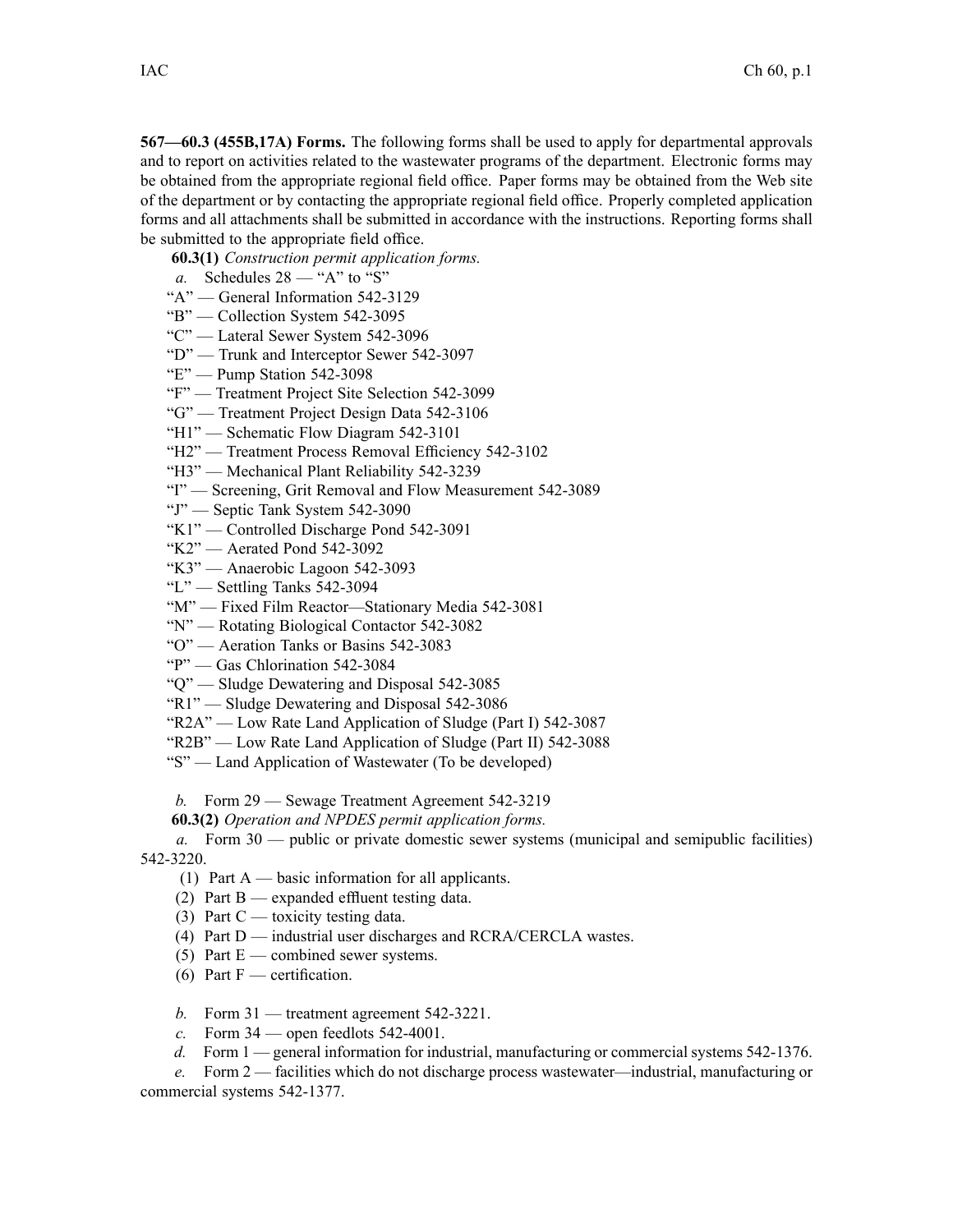**567—60.3 (455B,17A) Forms.** The following forms shall be used to apply for departmental approvals and to report on activities related to the wastewater programs of the department. Electronic forms may be obtained from the appropriate regional field office. Paper forms may be obtained from the Web site of the department or by contacting the appropriate regional field office. Properly completed application forms and all attachments shall be submitted in accordance with the instructions. Reporting forms shall be submitted to the appropriate field office.

**60.3(1)** *Construction permit application forms.*

*a.* Schedules 28 — "A" to "S"

"A" — General Information 542-3129
"B" — Collection System 542-3095
"C" — Lateral Sewer System 542-3096
"D" — Trunk and Interceptor Sewer 542-3097
"E" — Pump Station 542-3098
"F" — Treatment Project Site Selection 542-3099
"G" — Treatment Project Design Data 542-3106
"H1" — Schematic Flow Diagram 542-3101
"H2" — Treatment Process Removal Efficiency 542-3102
"H3" — Mechanical Plant Reliability 542-3239
"I" — Screening, Grit Removal and Flow Measurement 542-3089
"J" — Septic Tank System 542-3090
"K1" — Controlled Discharge Pond 542-3091
"K2" — Aerated Pond 542-3092
"K3" — Anaerobic Lagoon 542-3093
"L" — Settling Tanks 542-3094
"M" — Fixed Film Reactor—Stationary Media 542-3081
"N" — Rotating Biological Contactor 542-3082
"O" — Aeration Tanks or Basins 542-3083
"P" — Gas Chlorination 542-3084
"Q" — Sludge Dewatering and Disposal 542-3085
"R1" — Sludge Dewatering and Disposal 542-3086
"R2A" — Low Rate Land Application of Sludge (Part I) 542-3087
"R2B" — Low Rate Land Application of Sludge (Part II) 542-3088
"S" — Land Application of Wastewater (To be developed)

*b.* Form 29 — Sewage Treatment Agreement 542-3219

**60.3(2)** *Operation and NPDES permit application forms.*

*a.* Form 30 — public or private domestic sewer systems (municipal and semipublic facilities) 542-3220.

(1) Part A — basic information for all applicants.
(2) Part B — expanded effluent testing data.
(3) Part C — toxicity testing data.
(4) Part D — industrial user discharges and RCRA/CERCLA wastes.
(5) Part E — combined sewer systems.
(6) Part F — certification.

*b.* Form 31 — treatment agreement 542-3221.

*c.* Form 34 — open feedlots 542-4001.

*d.* Form 1 — general information for industrial, manufacturing or commercial systems 542-1376.

*e.* Form 2 — facilities which do not discharge process wastewater—industrial, manufacturing or commercial systems 542-1377.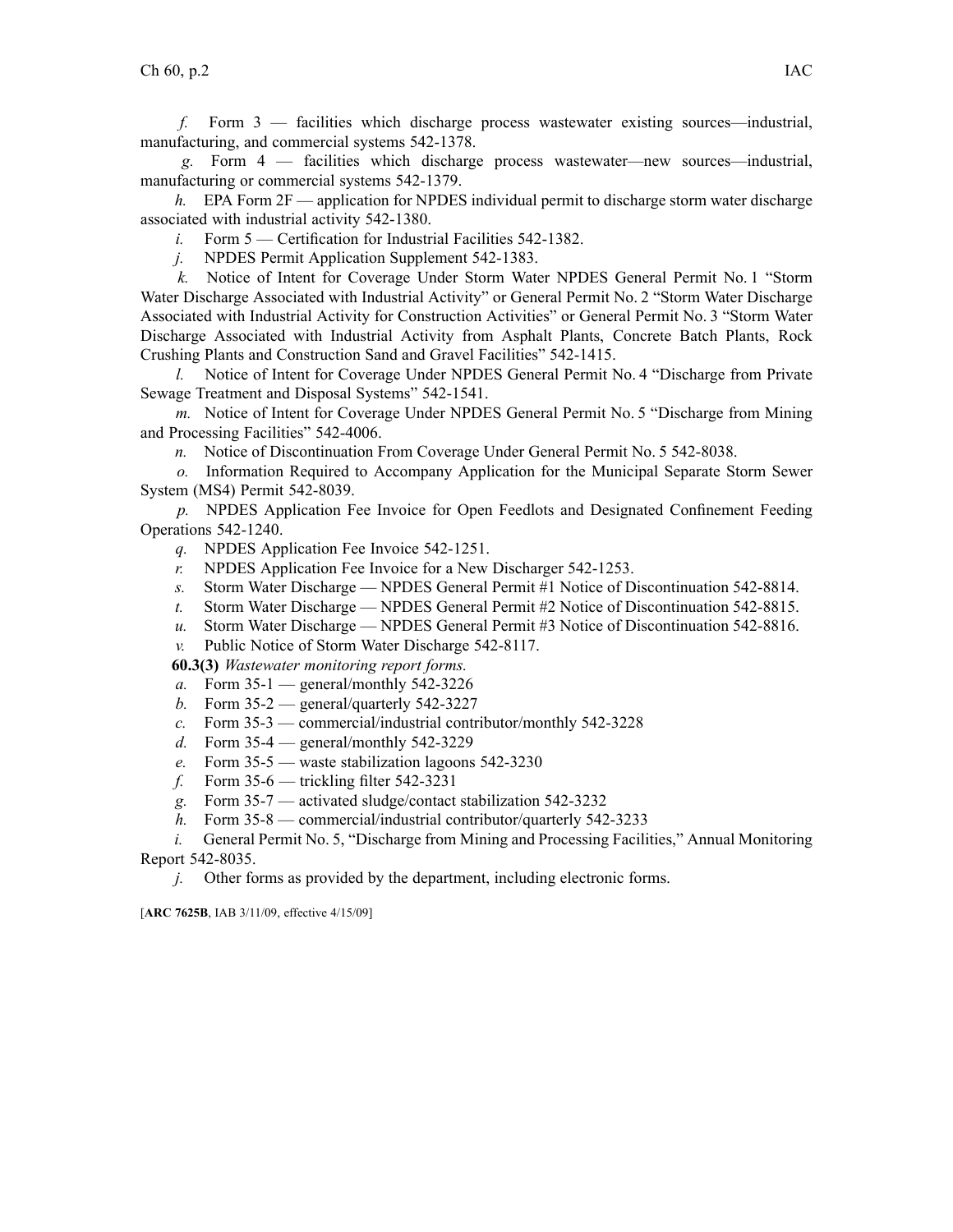*f.* Form 3 — facilities which discharge process wastewater existing sources—industrial, manufacturing, and commercial systems 542-1378.

*g.* Form 4 — facilities which discharge process wastewater—new sources—industrial, manufacturing or commercial systems 542-1379.

*h.* EPA Form 2F — application for NPDES individual permit to discharge storm water discharge associated with industrial activity 542-1380.

*i.* Form 5 — Certification for Industrial Facilities 542-1382.

*j.* NPDES Permit Application Supplement 542-1383.

*k.* Notice of Intent for Coverage Under Storm Water NPDES General Permit No. 1 "Storm Water Discharge Associated with Industrial Activity" or General Permit No. 2 "Storm Water Discharge Associated with Industrial Activity for Construction Activities" or General Permit No. 3 "Storm Water Discharge Associated with Industrial Activity from Asphalt Plants, Concrete Batch Plants, Rock Crushing Plants and Construction Sand and Gravel Facilities" 542-1415.

*l.* Notice of Intent for Coverage Under NPDES General Permit No. 4 "Discharge from Private Sewage Treatment and Disposal Systems" 542-1541.

*m.* Notice of Intent for Coverage Under NPDES General Permit No. 5 "Discharge from Mining and Processing Facilities" 542-4006.

*n.* Notice of Discontinuation From Coverage Under General Permit No. 5 542-8038.

*o.* Information Required to Accompany Application for the Municipal Separate Storm Sewer System (MS4) Permit 542-8039.

*p.* NPDES Application Fee Invoice for Open Feedlots and Designated Confinement Feeding Operations 542-1240.

*q.* NPDES Application Fee Invoice 542-1251.

*r.* NPDES Application Fee Invoice for a New Discharger 542-1253.

*s.* Storm Water Discharge — NPDES General Permit #1 Notice of Discontinuation 542-8814.

*t.* Storm Water Discharge — NPDES General Permit #2 Notice of Discontinuation 542-8815.

*u.* Storm Water Discharge — NPDES General Permit #3 Notice of Discontinuation 542-8816.

*v.* Public Notice of Storm Water Discharge 542-8117.

**60.3(3)** *Wastewater monitoring report forms.*

*a.* Form 35-1 — general/monthly 542-3226

*b.* Form 35-2 — general/quarterly 542-3227

*c.* Form 35-3 — commercial/industrial contributor/monthly 542-3228

*d.* Form 35-4 — general/monthly 542-3229

*e.* Form 35-5 — waste stabilization lagoons 542-3230

*f.* Form 35-6 — trickling filter 542-3231

*g.* Form 35-7 — activated sludge/contact stabilization 542-3232

*h.* Form 35-8 — commercial/industrial contributor/quarterly 542-3233

*i.* General Permit No. 5, "Discharge from Mining and Processing Facilities," Annual Monitoring Report 542-8035.

*j.* Other forms as provided by the department, including electronic forms.

[**ARC 7625B**, IAB 3/11/09, effective 4/15/09]